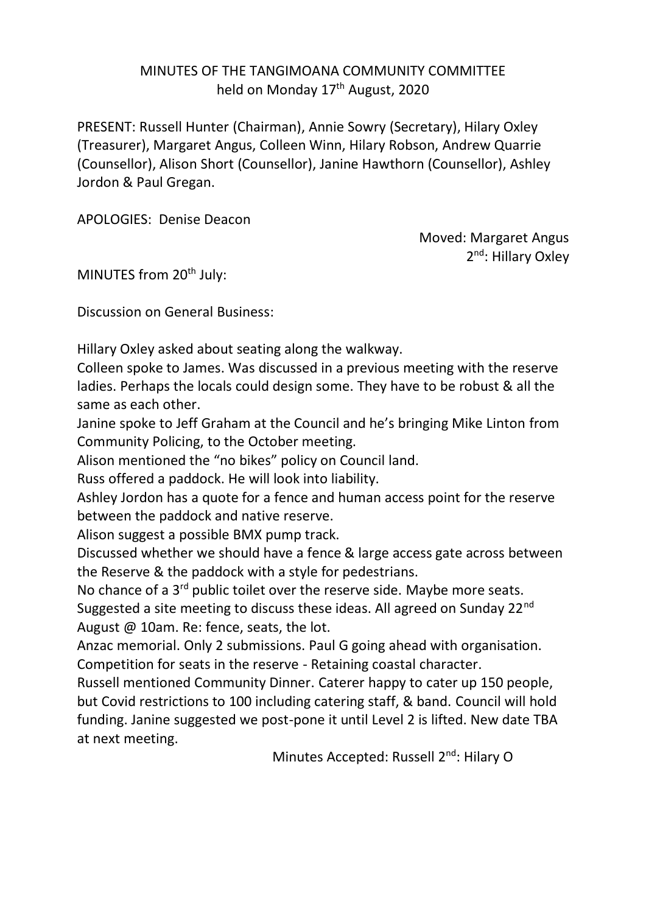MINUTES OF THE TANGIMOANA COMMUNITY COMMITTEE
held on Monday 17th August, 2020

PRESENT: Russell Hunter (Chairman), Annie Sowry (Secretary), Hilary Oxley (Treasurer), Margaret Angus, Colleen Winn, Hilary Robson, Andrew Quarrie (Counsellor), Alison Short (Counsellor), Janine Hawthorn (Counsellor), Ashley Jordon & Paul Gregan.

APOLOGIES: Denise Deacon

Moved: Margaret Angus
2nd: Hillary Oxley

MINUTES from 20th July:

Discussion on General Business:

Hillary Oxley asked about seating along the walkway.
Colleen spoke to James. Was discussed in a previous meeting with the reserve ladies. Perhaps the locals could design some. They have to be robust & all the same as each other.
Janine spoke to Jeff Graham at the Council and he's bringing Mike Linton from Community Policing, to the October meeting.
Alison mentioned the "no bikes" policy on Council land.
Russ offered a paddock. He will look into liability.
Ashley Jordon has a quote for a fence and human access point for the reserve between the paddock and native reserve.
Alison suggest a possible BMX pump track.
Discussed whether we should have a fence & large access gate across between the Reserve & the paddock with a style for pedestrians.
No chance of a 3rd public toilet over the reserve side. Maybe more seats.
Suggested a site meeting to discuss these ideas. All agreed on Sunday 22nd August @ 10am. Re: fence, seats, the lot.
Anzac memorial. Only 2 submissions. Paul G going ahead with organisation.
Competition for seats in the reserve - Retaining coastal character.
Russell mentioned Community Dinner. Caterer happy to cater up 150 people, but Covid restrictions to 100 including catering staff, & band. Council will hold funding. Janine suggested we post-pone it until Level 2 is lifted. New date TBA at next meeting.

Minutes Accepted: Russell 2nd: Hilary O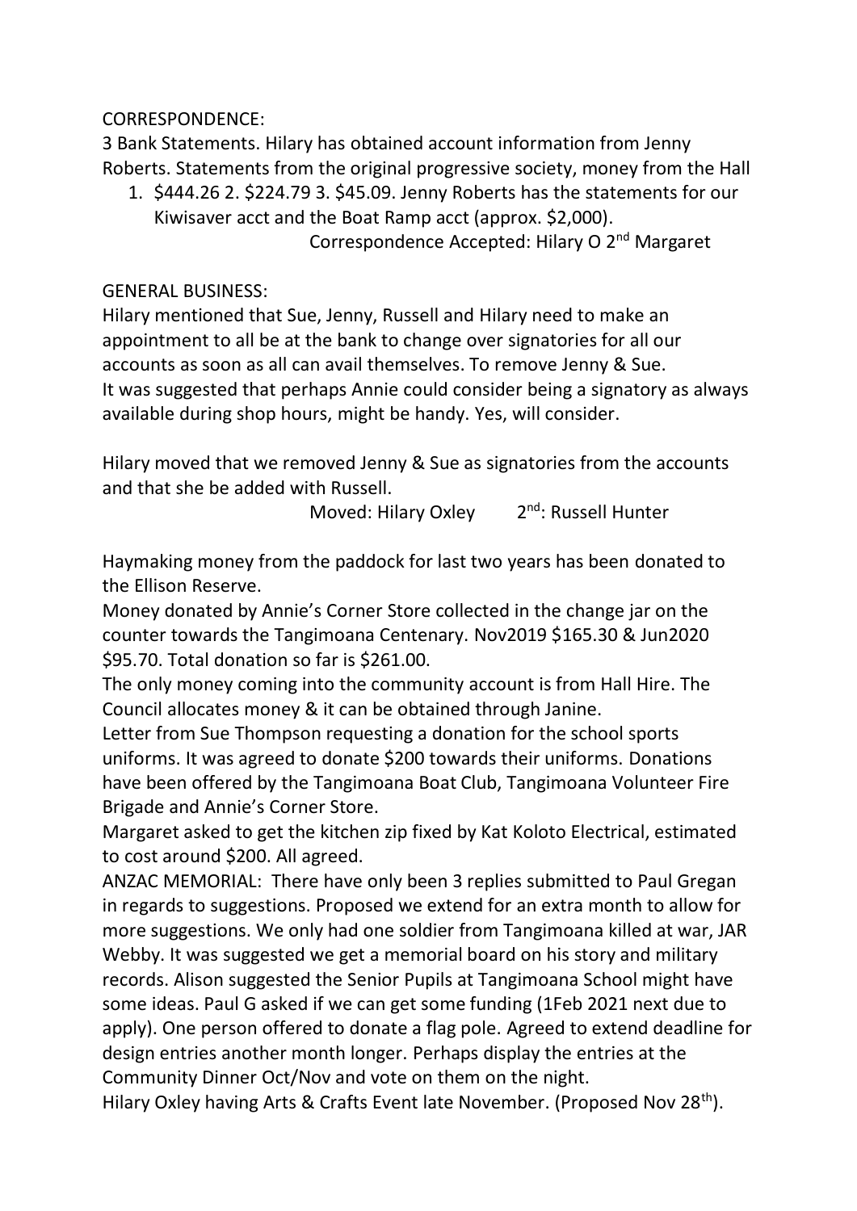CORRESPONDENCE:

3 Bank Statements. Hilary has obtained account information from Jenny Roberts. Statements from the original progressive society, money from the Hall

1. $444.26 2. $224.79 3. $45.09. Jenny Roberts has the statements for our Kiwisaver acct and the Boat Ramp acct (approx. $2,000).

Correspondence Accepted: Hilary O 2nd Margaret

GENERAL BUSINESS:

Hilary mentioned that Sue, Jenny, Russell and Hilary need to make an appointment to all be at the bank to change over signatories for all our accounts as soon as all can avail themselves. To remove Jenny & Sue.
It was suggested that perhaps Annie could consider being a signatory as always available during shop hours, might be handy. Yes, will consider.

Hilary moved that we removed Jenny & Sue as signatories from the accounts and that she be added with Russell.

Moved: Hilary Oxley 2nd: Russell Hunter

Haymaking money from the paddock for last two years has been donated to the Ellison Reserve.
Money donated by Annie's Corner Store collected in the change jar on the counter towards the Tangimoana Centenary. Nov2019 $165.30 & Jun2020 $95.70. Total donation so far is $261.00.
The only money coming into the community account is from Hall Hire. The Council allocates money & it can be obtained through Janine.
Letter from Sue Thompson requesting a donation for the school sports uniforms. It was agreed to donate $200 towards their uniforms. Donations have been offered by the Tangimoana Boat Club, Tangimoana Volunteer Fire Brigade and Annie's Corner Store.
Margaret asked to get the kitchen zip fixed by Kat Koloto Electrical, estimated to cost around $200. All agreed.
ANZAC MEMORIAL: There have only been 3 replies submitted to Paul Gregan in regards to suggestions. Proposed we extend for an extra month to allow for more suggestions. We only had one soldier from Tangimoana killed at war, JAR Webby. It was suggested we get a memorial board on his story and military records. Alison suggested the Senior Pupils at Tangimoana School might have some ideas. Paul G asked if we can get some funding (1Feb 2021 next due to apply). One person offered to donate a flag pole. Agreed to extend deadline for design entries another month longer. Perhaps display the entries at the Community Dinner Oct/Nov and vote on them on the night.
Hilary Oxley having Arts & Crafts Event late November. (Proposed Nov 28th).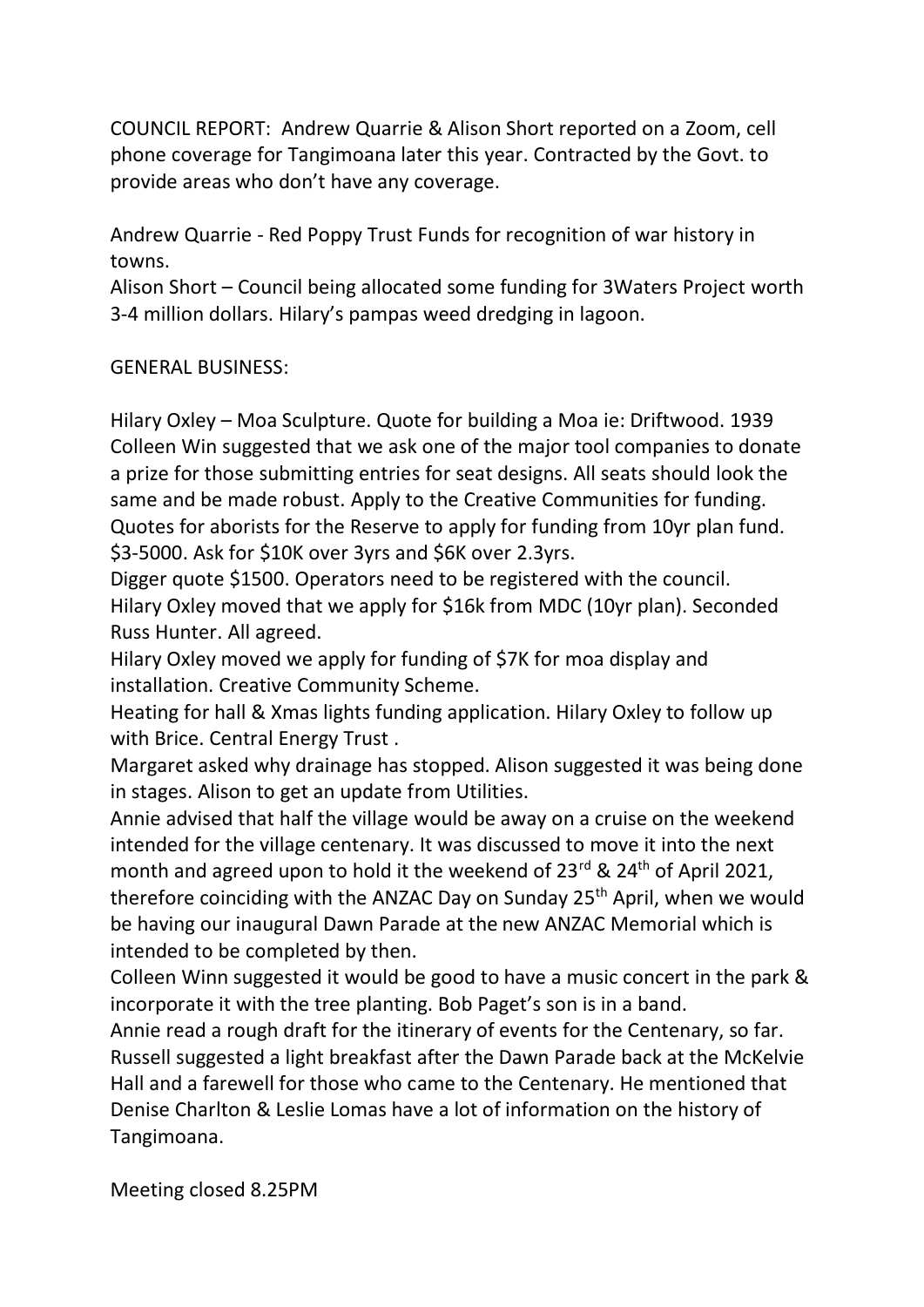COUNCIL REPORT: Andrew Quarrie & Alison Short reported on a Zoom, cell phone coverage for Tangimoana later this year. Contracted by the Govt. to provide areas who don't have any coverage.

Andrew Quarrie - Red Poppy Trust Funds for recognition of war history in towns.
Alison Short – Council being allocated some funding for 3Waters Project worth 3-4 million dollars. Hilary's pampas weed dredging in lagoon.

GENERAL BUSINESS:

Hilary Oxley – Moa Sculpture. Quote for building a Moa ie: Driftwood. 1939
Colleen Win suggested that we ask one of the major tool companies to donate a prize for those submitting entries for seat designs. All seats should look the same and be made robust. Apply to the Creative Communities for funding.
Quotes for aborists for the Reserve to apply for funding from 10yr plan fund. $3-5000. Ask for $10K over 3yrs and $6K over 2.3yrs.
Digger quote $1500. Operators need to be registered with the council.
Hilary Oxley moved that we apply for $16k from MDC (10yr plan). Seconded Russ Hunter. All agreed.
Hilary Oxley moved we apply for funding of $7K for moa display and installation. Creative Community Scheme.
Heating for hall & Xmas lights funding application. Hilary Oxley to follow up with Brice. Central Energy Trust .
Margaret asked why drainage has stopped. Alison suggested it was being done in stages. Alison to get an update from Utilities.
Annie advised that half the village would be away on a cruise on the weekend intended for the village centenary. It was discussed to move it into the next month and agreed upon to hold it the weekend of 23rd & 24th of April 2021, therefore coinciding with the ANZAC Day on Sunday 25th April, when we would be having our inaugural Dawn Parade at the new ANZAC Memorial which is intended to be completed by then.
Colleen Winn suggested it would be good to have a music concert in the park & incorporate it with the tree planting. Bob Paget's son is in a band.
Annie read a rough draft for the itinerary of events for the Centenary, so far.
Russell suggested a light breakfast after the Dawn Parade back at the McKelvie Hall and a farewell for those who came to the Centenary. He mentioned that Denise Charlton & Leslie Lomas have a lot of information on the history of Tangimoana.

Meeting closed 8.25PM